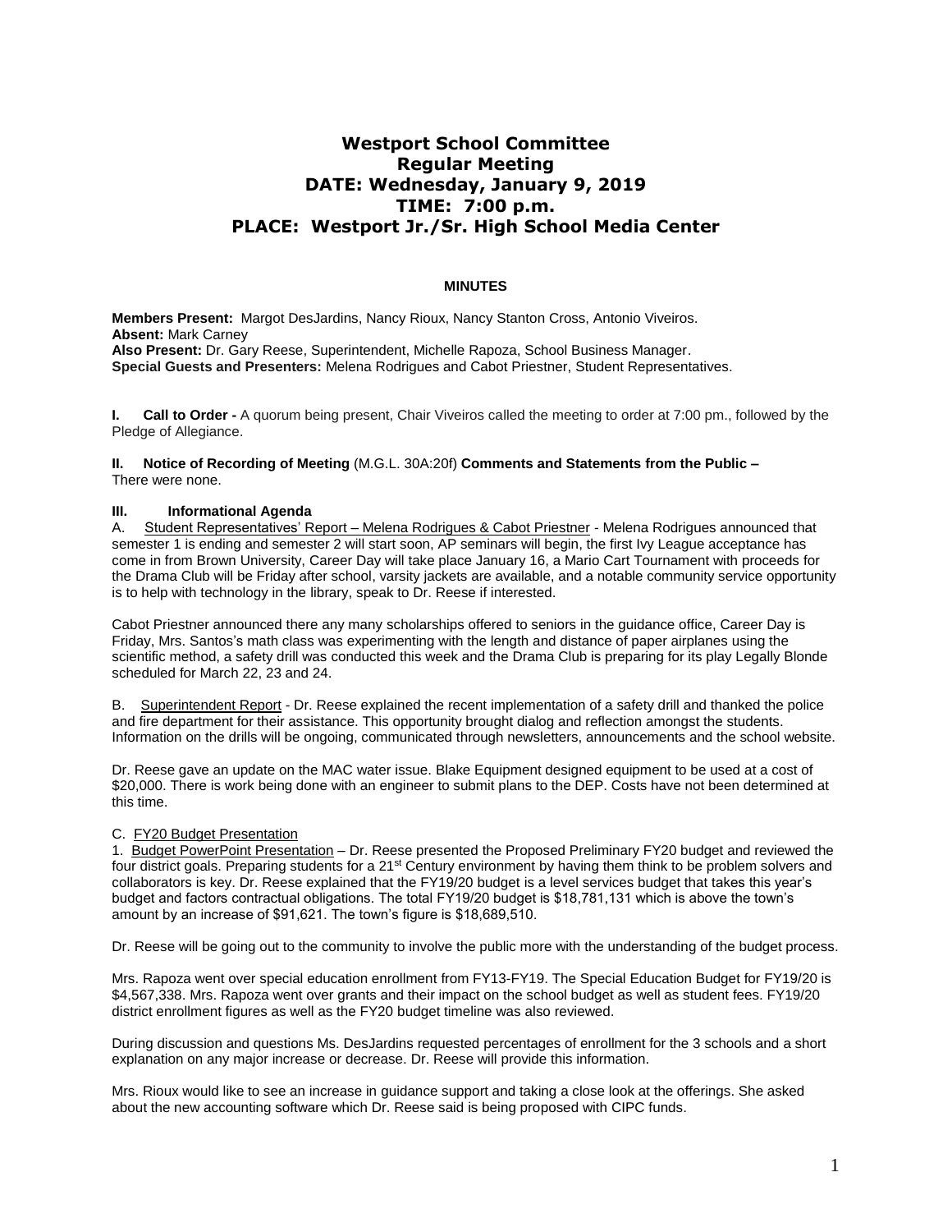# Westport School Committee
# Regular Meeting
# DATE: Wednesday, January 9, 2019
# TIME: 7:00 p.m.
# PLACE: Westport Jr./Sr. High School Media Center

## MINUTES

**Members Present:** Margot DesJardins, Nancy Rioux, Nancy Stanton Cross, Antonio Viveiros.
**Absent:** Mark Carney
**Also Present:** Dr. Gary Reese, Superintendent, Michelle Rapoza, School Business Manager.
**Special Guests and Presenters:** Melena Rodrigues and Cabot Priestner, Student Representatives.

**I. Call to Order -** A quorum being present, Chair Viveiros called the meeting to order at 7:00 pm., followed by the Pledge of Allegiance.

**II. Notice of Recording of Meeting** (M.G.L. 30A:20f) **Comments and Statements from the Public –** There were none.

**III. Informational Agenda**

A. Student Representatives' Report – Melena Rodrigues & Cabot Priestner - Melena Rodrigues announced that semester 1 is ending and semester 2 will start soon, AP seminars will begin, the first Ivy League acceptance has come in from Brown University, Career Day will take place January 16, a Mario Cart Tournament with proceeds for the Drama Club will be Friday after school, varsity jackets are available, and a notable community service opportunity is to help with technology in the library, speak to Dr. Reese if interested.

Cabot Priestner announced there any many scholarships offered to seniors in the guidance office, Career Day is Friday, Mrs. Santos's math class was experimenting with the length and distance of paper airplanes using the scientific method, a safety drill was conducted this week and the Drama Club is preparing for its play Legally Blonde scheduled for March 22, 23 and 24.

B. Superintendent Report - Dr. Reese explained the recent implementation of a safety drill and thanked the police and fire department for their assistance. This opportunity brought dialog and reflection amongst the students. Information on the drills will be ongoing, communicated through newsletters, announcements and the school website.

Dr. Reese gave an update on the MAC water issue. Blake Equipment designed equipment to be used at a cost of $20,000. There is work being done with an engineer to submit plans to the DEP. Costs have not been determined at this time.

C. FY20 Budget Presentation

1. Budget PowerPoint Presentation – Dr. Reese presented the Proposed Preliminary FY20 budget and reviewed the four district goals. Preparing students for a 21st Century environment by having them think to be problem solvers and collaborators is key. Dr. Reese explained that the FY19/20 budget is a level services budget that takes this year's budget and factors contractual obligations. The total FY19/20 budget is $18,781,131 which is above the town's amount by an increase of $91,621. The town's figure is $18,689,510.

Dr. Reese will be going out to the community to involve the public more with the understanding of the budget process.

Mrs. Rapoza went over special education enrollment from FY13-FY19. The Special Education Budget for FY19/20 is $4,567,338. Mrs. Rapoza went over grants and their impact on the school budget as well as student fees. FY19/20 district enrollment figures as well as the FY20 budget timeline was also reviewed.

During discussion and questions Ms. DesJardins requested percentages of enrollment for the 3 schools and a short explanation on any major increase or decrease. Dr. Reese will provide this information.

Mrs. Rioux would like to see an increase in guidance support and taking a close look at the offerings. She asked about the new accounting software which Dr. Reese said is being proposed with CIPC funds.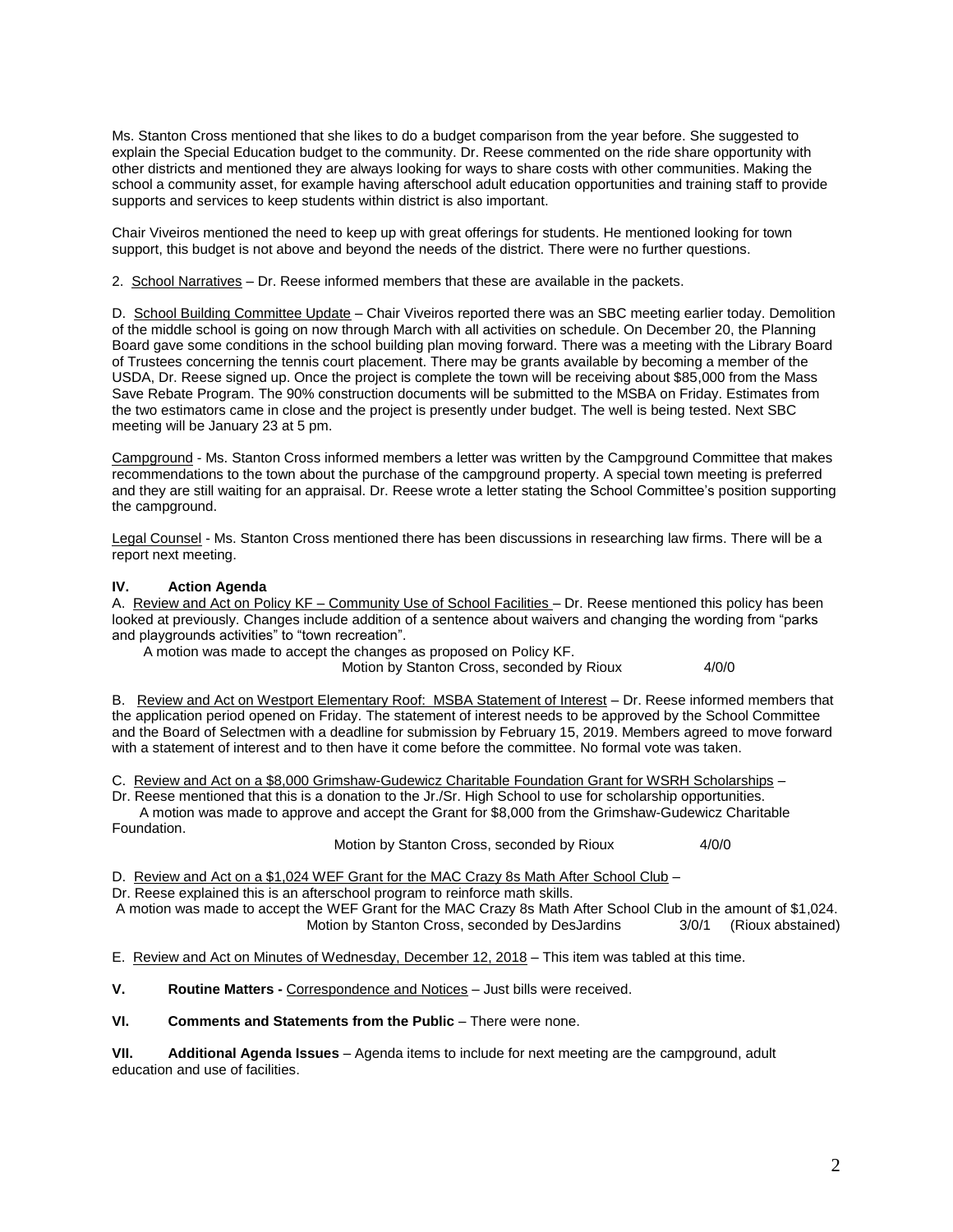Ms. Stanton Cross mentioned that she likes to do a budget comparison from the year before. She suggested to explain the Special Education budget to the community. Dr. Reese commented on the ride share opportunity with other districts and mentioned they are always looking for ways to share costs with other communities. Making the school a community asset, for example having afterschool adult education opportunities and training staff to provide supports and services to keep students within district is also important.

Chair Viveiros mentioned the need to keep up with great offerings for students. He mentioned looking for town support, this budget is not above and beyond the needs of the district. There were no further questions.

2. School Narratives – Dr. Reese informed members that these are available in the packets.

D. School Building Committee Update – Chair Viveiros reported there was an SBC meeting earlier today. Demolition of the middle school is going on now through March with all activities on schedule. On December 20, the Planning Board gave some conditions in the school building plan moving forward. There was a meeting with the Library Board of Trustees concerning the tennis court placement. There may be grants available by becoming a member of the USDA, Dr. Reese signed up. Once the project is complete the town will be receiving about $85,000 from the Mass Save Rebate Program. The 90% construction documents will be submitted to the MSBA on Friday. Estimates from the two estimators came in close and the project is presently under budget. The well is being tested. Next SBC meeting will be January 23 at 5 pm.

Campground - Ms. Stanton Cross informed members a letter was written by the Campground Committee that makes recommendations to the town about the purchase of the campground property. A special town meeting is preferred and they are still waiting for an appraisal. Dr. Reese wrote a letter stating the School Committee's position supporting the campground.

Legal Counsel - Ms. Stanton Cross mentioned there has been discussions in researching law firms. There will be a report next meeting.

## IV. Action Agenda

A. Review and Act on Policy KF – Community Use of School Facilities – Dr. Reese mentioned this policy has been looked at previously. Changes include addition of a sentence about waivers and changing the wording from "parks and playgrounds activities" to "town recreation".

A motion was made to accept the changes as proposed on Policy KF.

Motion by Stanton Cross, seconded by Rioux 4/0/0

B. Review and Act on Westport Elementary Roof: MSBA Statement of Interest – Dr. Reese informed members that the application period opened on Friday. The statement of interest needs to be approved by the School Committee and the Board of Selectmen with a deadline for submission by February 15, 2019. Members agreed to move forward with a statement of interest and to then have it come before the committee. No formal vote was taken.

C. Review and Act on a $8,000 Grimshaw-Gudewicz Charitable Foundation Grant for WSRH Scholarships – Dr. Reese mentioned that this is a donation to the Jr./Sr. High School to use for scholarship opportunities.

A motion was made to approve and accept the Grant for $8,000 from the Grimshaw-Gudewicz Charitable Foundation.

Motion by Stanton Cross, seconded by Rioux 4/0/0

D. Review and Act on a $1,024 WEF Grant for the MAC Crazy 8s Math After School Club – Dr. Reese explained this is an afterschool program to reinforce math skills.

A motion was made to accept the WEF Grant for the MAC Crazy 8s Math After School Club in the amount of $1,024.

Motion by Stanton Cross, seconded by DesJardins 3/0/1 (Rioux abstained)

E. Review and Act on Minutes of Wednesday, December 12, 2018 – This item was tabled at this time.

**V. Routine Matters -** Correspondence and Notices – Just bills were received.

**VI. Comments and Statements from the Public** – There were none.

**VII. Additional Agenda Issues** – Agenda items to include for next meeting are the campground, adult education and use of facilities.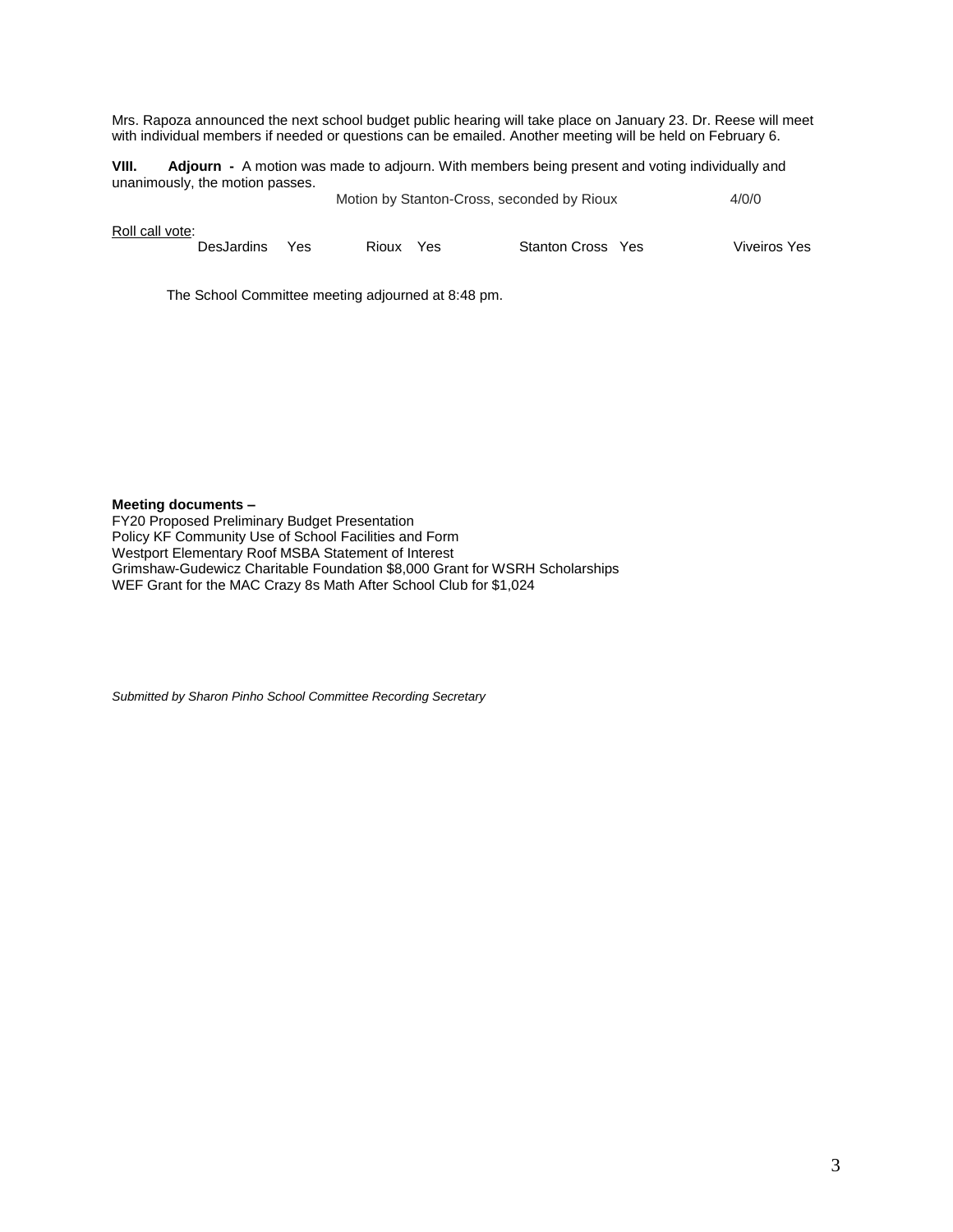Mrs. Rapoza announced the next school budget public hearing will take place on January 23. Dr. Reese will meet with individual members if needed or questions can be emailed. Another meeting will be held on February 6.

**VIII. Adjourn -** A motion was made to adjourn. With members being present and voting individually and unanimously, the motion passes.

Motion by Stanton-Cross, seconded by Rioux 4/0/0

Roll call vote:

DesJardins Yes Rioux Yes Stanton Cross Yes Viveiros Yes

The School Committee meeting adjourned at 8:48 pm.

**Meeting documents –**

FY20 Proposed Preliminary Budget Presentation
Policy KF Community Use of School Facilities and Form
Westport Elementary Roof MSBA Statement of Interest
Grimshaw-Gudewicz Charitable Foundation $8,000 Grant for WSRH Scholarships
WEF Grant for the MAC Crazy 8s Math After School Club for $1,024

*Submitted by Sharon Pinho School Committee Recording Secretary*